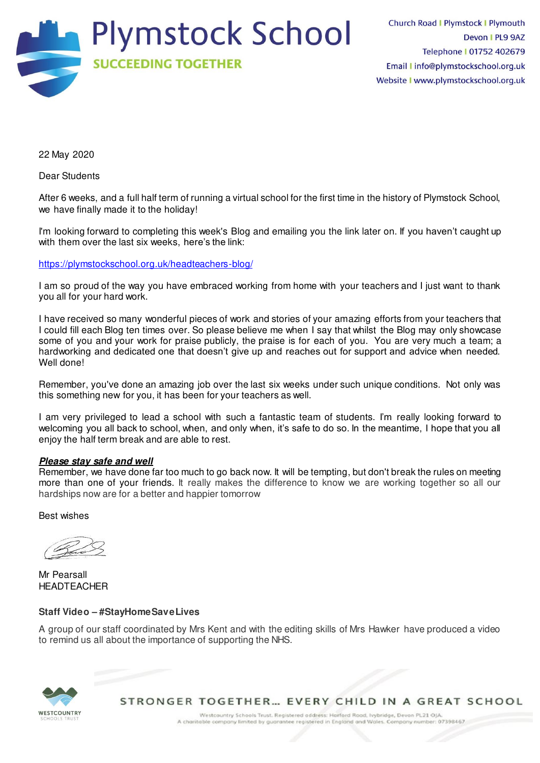# Plymstock School

**SUCCEEDING TOGETHER**

Church Road | Plymstock | Plymouth
Devon | PL9 9AZ
Telephone | 01752 402679
Email | info@plymstockschool.org.uk
Website | www.plymstockschool.org.uk

22 May 2020

Dear Students

After 6 weeks, and a full half term of running a virtual school for the first time in the history of Plymstock School, we have finally made it to the holiday!

I'm looking forward to completing this week's Blog and emailing you the link later on. If you haven't caught up with them over the last six weeks, here's the link:

https://plymstockschool.org.uk/headteachers-blog/

I am so proud of the way you have embraced working from home with your teachers and I just want to thank you all for your hard work.

I have received so many wonderful pieces of work and stories of your amazing efforts from your teachers that I could fill each Blog ten times over. So please believe me when I say that whilst the Blog may only showcase some of you and your work for praise publicly, the praise is for each of you. You are very much a team; a hardworking and dedicated one that doesn't give up and reaches out for support and advice when needed. Well done!

Remember, you've done an amazing job over the last six weeks under such unique conditions. Not only was this something new for you, it has been for your teachers as well.

I am very privileged to lead a school with such a fantastic team of students. I'm really looking forward to welcoming you all back to school, when, and only when, it's safe to do so. In the meantime, I hope that you all enjoy the half term break and are able to rest.

***Please stay safe and well***
Remember, we have done far too much to go back now. It will be tempting, but don't break the rules on meeting more than one of your friends. It really makes the difference to know we are working together so all our hardships now are for a better and happier tomorrow

Best wishes

Mr Pearsall
HEADTEACHER

**Staff Video – #StayHomeSaveLives**

A group of our staff coordinated by Mrs Kent and with the editing skills of Mrs Hawker have produced a video to remind us all about the importance of supporting the NHS.

WESTCOUNTRY SCHOOLS TRUST

STRONGER TOGETHER... EVERY CHILD IN A GREAT SCHOOL

Westcountry Schools Trust. Registered address: Harford Road, Ivybridge, Devon PL21 0JA.
A charitable company limited by guarantee registered in England and Wales. Company number: 07398467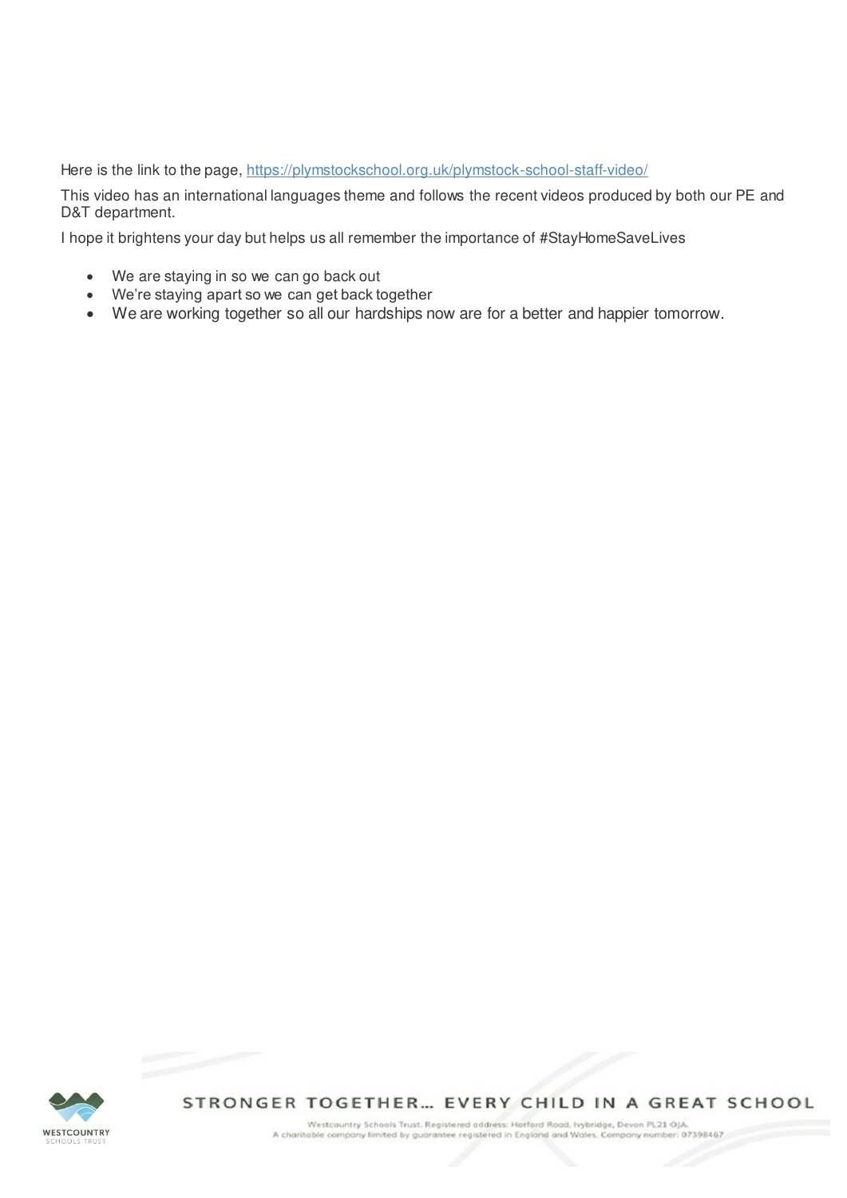Here is the link to the page, [https://plymstockschool.org.uk/plymstock-school-staff-video/](https://plymstockschool.org.uk/plymstock-school-staff-video/)

This video has an international languages theme and follows the recent videos produced by both our PE and D&T department.

I hope it brightens your day but helps us all remember the importance of #StayHomeSaveLives

- We are staying in so we can go back out
- We're staying apart so we can get back together
- We are working together so all our hardships now are for a better and happier tomorrow.